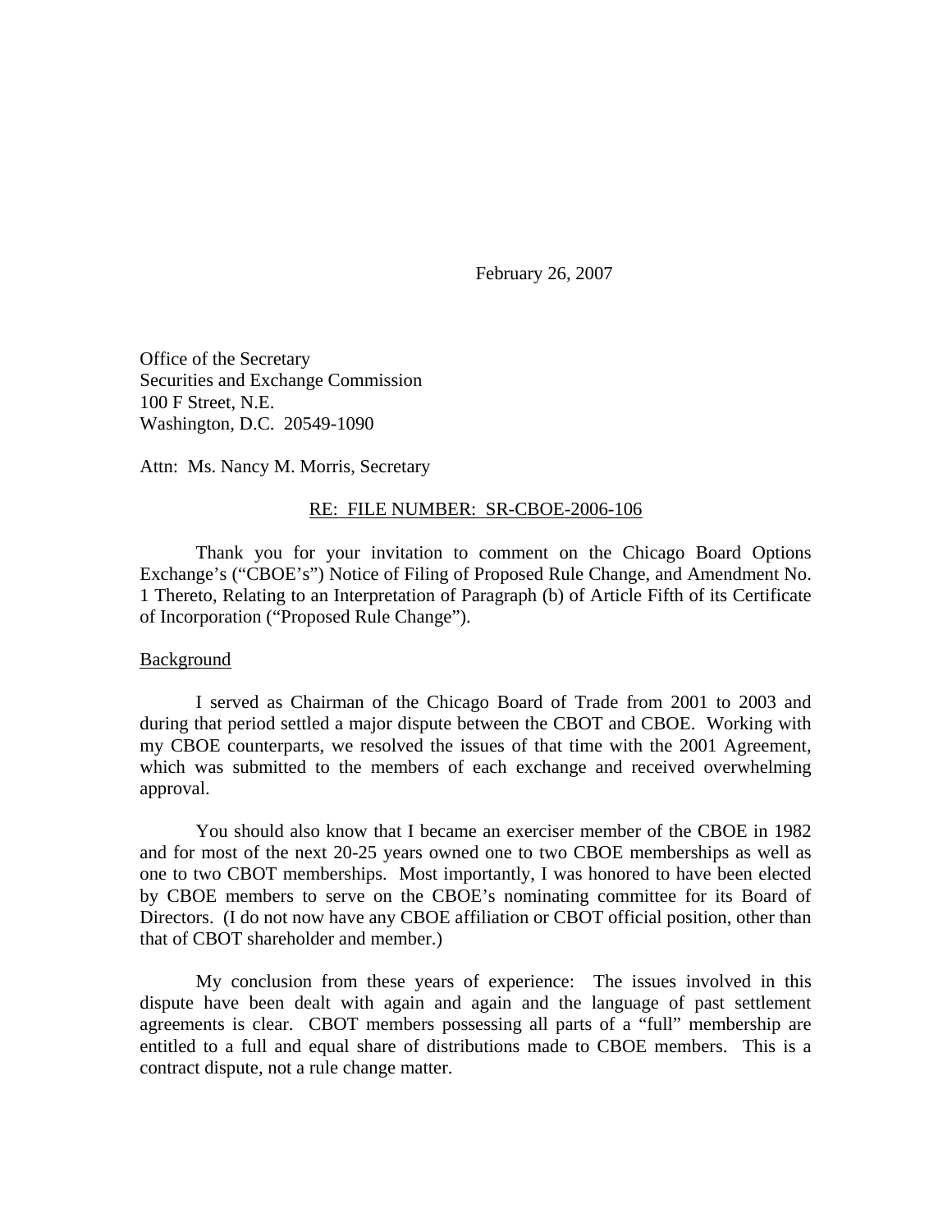February 26, 2007

Office of the Secretary
Securities and Exchange Commission
100 F Street, N.E.
Washington, D.C. 20549-1090

Attn: Ms. Nancy M. Morris, Secretary

<u>RE: FILE NUMBER: SR-CBOE-2006-106</u>

Thank you for your invitation to comment on the Chicago Board Options Exchange's ("CBOE's") Notice of Filing of Proposed Rule Change, and Amendment No. 1 Thereto, Relating to an Interpretation of Paragraph (b) of Article Fifth of its Certificate of Incorporation ("Proposed Rule Change").

<u>Background</u>

I served as Chairman of the Chicago Board of Trade from 2001 to 2003 and during that period settled a major dispute between the CBOT and CBOE. Working with my CBOE counterparts, we resolved the issues of that time with the 2001 Agreement, which was submitted to the members of each exchange and received overwhelming approval.

You should also know that I became an exerciser member of the CBOE in 1982 and for most of the next 20-25 years owned one to two CBOE memberships as well as one to two CBOT memberships. Most importantly, I was honored to have been elected by CBOE members to serve on the CBOE's nominating committee for its Board of Directors. (I do not now have any CBOE affiliation or CBOT official position, other than that of CBOT shareholder and member.)

My conclusion from these years of experience: The issues involved in this dispute have been dealt with again and again and the language of past settlement agreements is clear. CBOT members possessing all parts of a "full" membership are entitled to a full and equal share of distributions made to CBOE members. This is a contract dispute, not a rule change matter.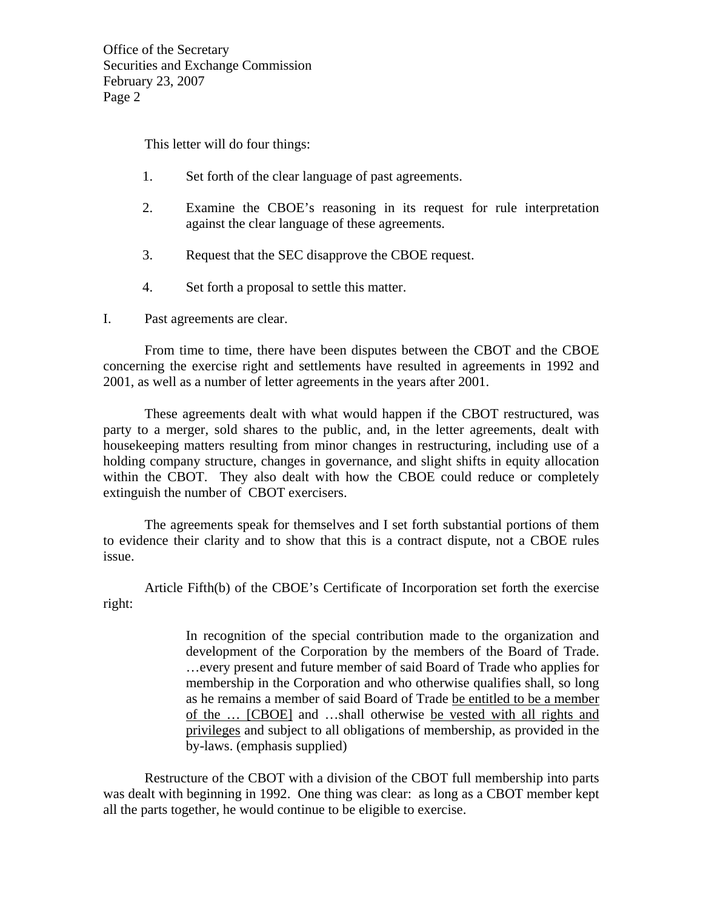This letter will do four things:

1. Set forth of the clear language of past agreements.

2. Examine the CBOE's reasoning in its request for rule interpretation against the clear language of these agreements.

3. Request that the SEC disapprove the CBOE request.

4. Set forth a proposal to settle this matter.

I. Past agreements are clear.

From time to time, there have been disputes between the CBOT and the CBOE concerning the exercise right and settlements have resulted in agreements in 1992 and 2001, as well as a number of letter agreements in the years after 2001.

These agreements dealt with what would happen if the CBOT restructured, was party to a merger, sold shares to the public, and, in the letter agreements, dealt with housekeeping matters resulting from minor changes in restructuring, including use of a holding company structure, changes in governance, and slight shifts in equity allocation within the CBOT. They also dealt with how the CBOE could reduce or completely extinguish the number of CBOT exercisers.

The agreements speak for themselves and I set forth substantial portions of them to evidence their clarity and to show that this is a contract dispute, not a CBOE rules issue.

Article Fifth(b) of the CBOE's Certificate of Incorporation set forth the exercise right:

> In recognition of the special contribution made to the organization and development of the Corporation by the members of the Board of Trade. …every present and future member of said Board of Trade who applies for membership in the Corporation and who otherwise qualifies shall, so long as he remains a member of said Board of Trade <u>be entitled to be a member of the … [CBOE]</u> and …shall otherwise <u>be vested with all rights and privileges</u> and subject to all obligations of membership, as provided in the by-laws. (emphasis supplied)

Restructure of the CBOT with a division of the CBOT full membership into parts was dealt with beginning in 1992. One thing was clear: as long as a CBOT member kept all the parts together, he would continue to be eligible to exercise.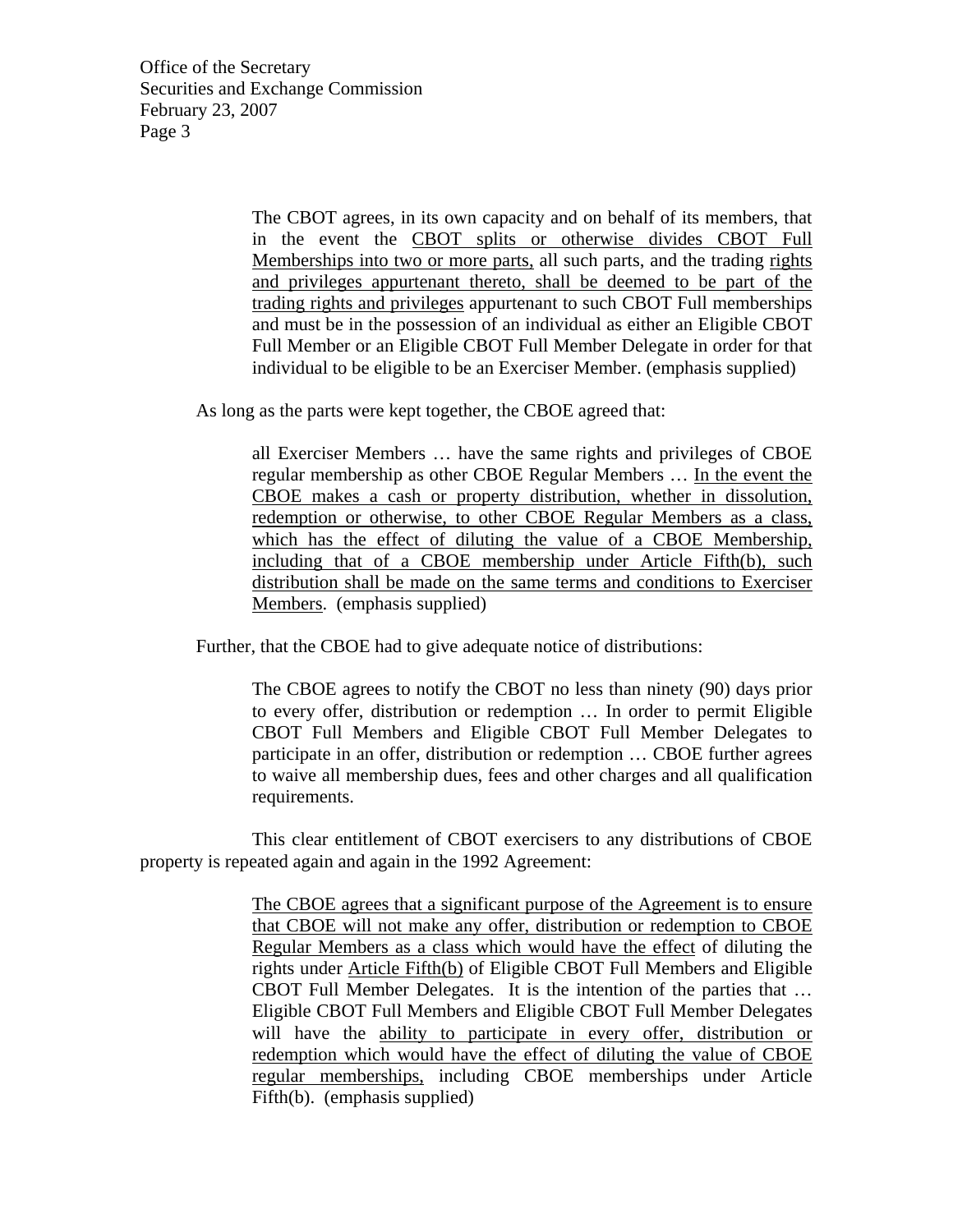The CBOT agrees, in its own capacity and on behalf of its members, that in the event the CBOT splits or otherwise divides CBOT Full Memberships into two or more parts, all such parts, and the trading rights and privileges appurtenant thereto, shall be deemed to be part of the trading rights and privileges appurtenant to such CBOT Full memberships and must be in the possession of an individual as either an Eligible CBOT Full Member or an Eligible CBOT Full Member Delegate in order for that individual to be eligible to be an Exerciser Member. (emphasis supplied)

As long as the parts were kept together, the CBOE agreed that:

> all Exerciser Members … have the same rights and privileges of CBOE regular membership as other CBOE Regular Members … In the event the CBOE makes a cash or property distribution, whether in dissolution, redemption or otherwise, to other CBOE Regular Members as a class, which has the effect of diluting the value of a CBOE Membership, including that of a CBOE membership under Article Fifth(b), such distribution shall be made on the same terms and conditions to Exerciser Members. (emphasis supplied)

Further, that the CBOE had to give adequate notice of distributions:

> The CBOE agrees to notify the CBOT no less than ninety (90) days prior to every offer, distribution or redemption … In order to permit Eligible CBOT Full Members and Eligible CBOT Full Member Delegates to participate in an offer, distribution or redemption … CBOE further agrees to waive all membership dues, fees and other charges and all qualification requirements.

This clear entitlement of CBOT exercisers to any distributions of CBOE property is repeated again and again in the 1992 Agreement:

> The CBOE agrees that a significant purpose of the Agreement is to ensure that CBOE will not make any offer, distribution or redemption to CBOE Regular Members as a class which would have the effect of diluting the rights under Article Fifth(b) of Eligible CBOT Full Members and Eligible CBOT Full Member Delegates. It is the intention of the parties that … Eligible CBOT Full Members and Eligible CBOT Full Member Delegates will have the ability to participate in every offer, distribution or redemption which would have the effect of diluting the value of CBOE regular memberships, including CBOE memberships under Article Fifth(b). (emphasis supplied)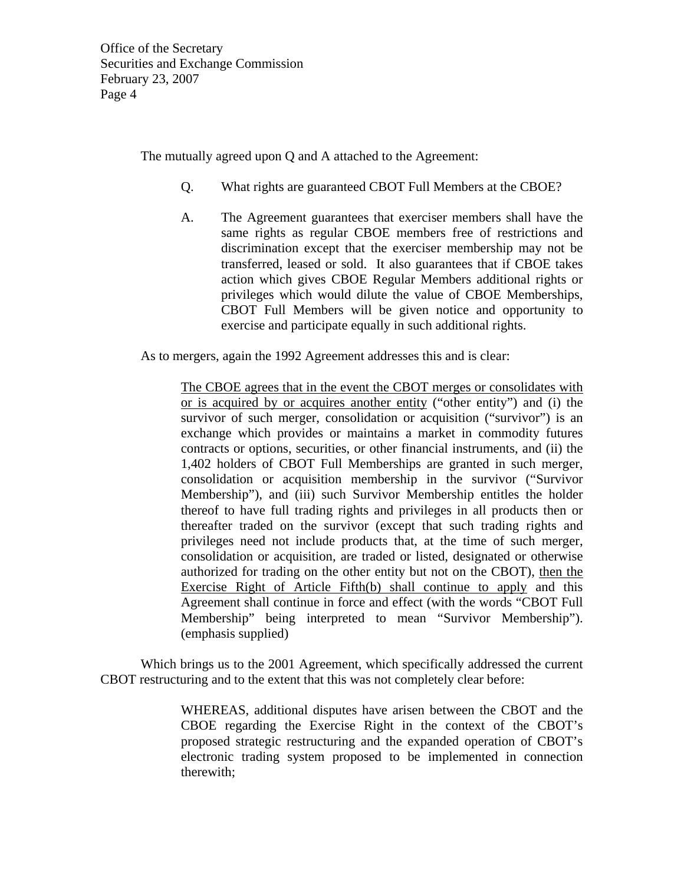The mutually agreed upon Q and A attached to the Agreement:

> Q. What rights are guaranteed CBOT Full Members at the CBOE?
>
> A. The Agreement guarantees that exerciser members shall have the same rights as regular CBOE members free of restrictions and discrimination except that the exerciser membership may not be transferred, leased or sold. It also guarantees that if CBOE takes action which gives CBOE Regular Members additional rights or privileges which would dilute the value of CBOE Memberships, CBOT Full Members will be given notice and opportunity to exercise and participate equally in such additional rights.

As to mergers, again the 1992 Agreement addresses this and is clear:

> <u>The CBOE agrees that in the event the CBOT merges or consolidates with or is acquired by or acquires another entity</u> ("other entity") and (i) the survivor of such merger, consolidation or acquisition ("survivor") is an exchange which provides or maintains a market in commodity futures contracts or options, securities, or other financial instruments, and (ii) the 1,402 holders of CBOT Full Memberships are granted in such merger, consolidation or acquisition membership in the survivor ("Survivor Membership"), and (iii) such Survivor Membership entitles the holder thereof to have full trading rights and privileges in all products then or thereafter traded on the survivor (except that such trading rights and privileges need not include products that, at the time of such merger, consolidation or acquisition, are traded or listed, designated or otherwise authorized for trading on the other entity but not on the CBOT), <u>then the Exercise Right of Article Fifth(b) shall continue to apply</u> and this Agreement shall continue in force and effect (with the words "CBOT Full Membership" being interpreted to mean "Survivor Membership"). (emphasis supplied)

Which brings us to the 2001 Agreement, which specifically addressed the current CBOT restructuring and to the extent that this was not completely clear before:

> WHEREAS, additional disputes have arisen between the CBOT and the CBOE regarding the Exercise Right in the context of the CBOT's proposed strategic restructuring and the expanded operation of CBOT's electronic trading system proposed to be implemented in connection therewith;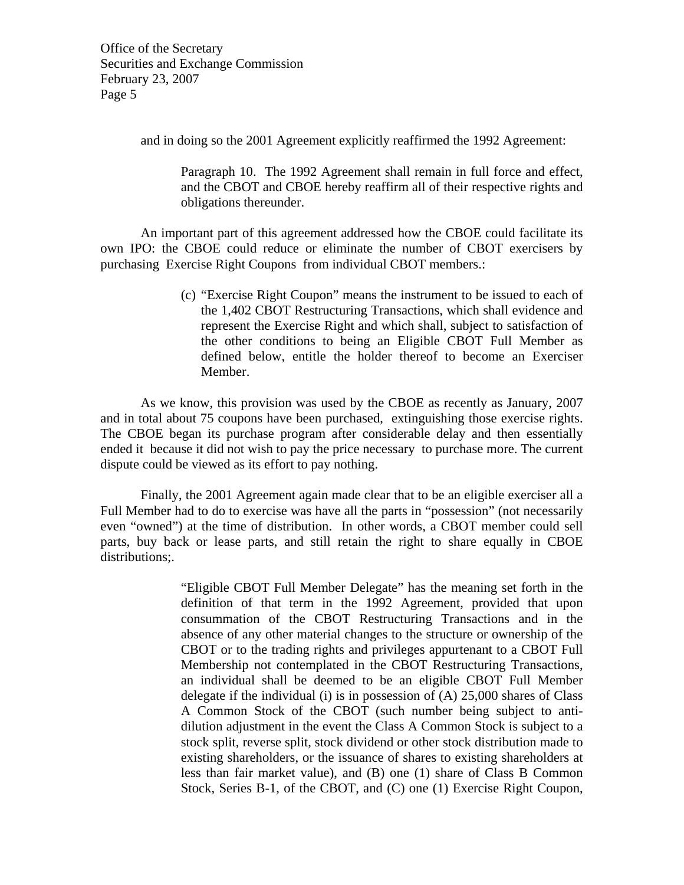and in doing so the 2001 Agreement explicitly reaffirmed the 1992 Agreement:

> Paragraph 10. The 1992 Agreement shall remain in full force and effect, and the CBOT and CBOE hereby reaffirm all of their respective rights and obligations thereunder.

An important part of this agreement addressed how the CBOE could facilitate its own IPO: the CBOE could reduce or eliminate the number of CBOT exercisers by purchasing Exercise Right Coupons from individual CBOT members.:

> (c) "Exercise Right Coupon" means the instrument to be issued to each of the 1,402 CBOT Restructuring Transactions, which shall evidence and represent the Exercise Right and which shall, subject to satisfaction of the other conditions to being an Eligible CBOT Full Member as defined below, entitle the holder thereof to become an Exerciser Member.

As we know, this provision was used by the CBOE as recently as January, 2007 and in total about 75 coupons have been purchased, extinguishing those exercise rights. The CBOE began its purchase program after considerable delay and then essentially ended it because it did not wish to pay the price necessary to purchase more. The current dispute could be viewed as its effort to pay nothing.

Finally, the 2001 Agreement again made clear that to be an eligible exerciser all a Full Member had to do to exercise was have all the parts in "possession" (not necessarily even "owned") at the time of distribution. In other words, a CBOT member could sell parts, buy back or lease parts, and still retain the right to share equally in CBOE distributions;.

> "Eligible CBOT Full Member Delegate" has the meaning set forth in the definition of that term in the 1992 Agreement, provided that upon consummation of the CBOT Restructuring Transactions and in the absence of any other material changes to the structure or ownership of the CBOT or to the trading rights and privileges appurtenant to a CBOT Full Membership not contemplated in the CBOT Restructuring Transactions, an individual shall be deemed to be an eligible CBOT Full Member delegate if the individual (i) is in possession of (A) 25,000 shares of Class A Common Stock of the CBOT (such number being subject to anti-dilution adjustment in the event the Class A Common Stock is subject to a stock split, reverse split, stock dividend or other stock distribution made to existing shareholders, or the issuance of shares to existing shareholders at less than fair market value), and (B) one (1) share of Class B Common Stock, Series B-1, of the CBOT, and (C) one (1) Exercise Right Coupon,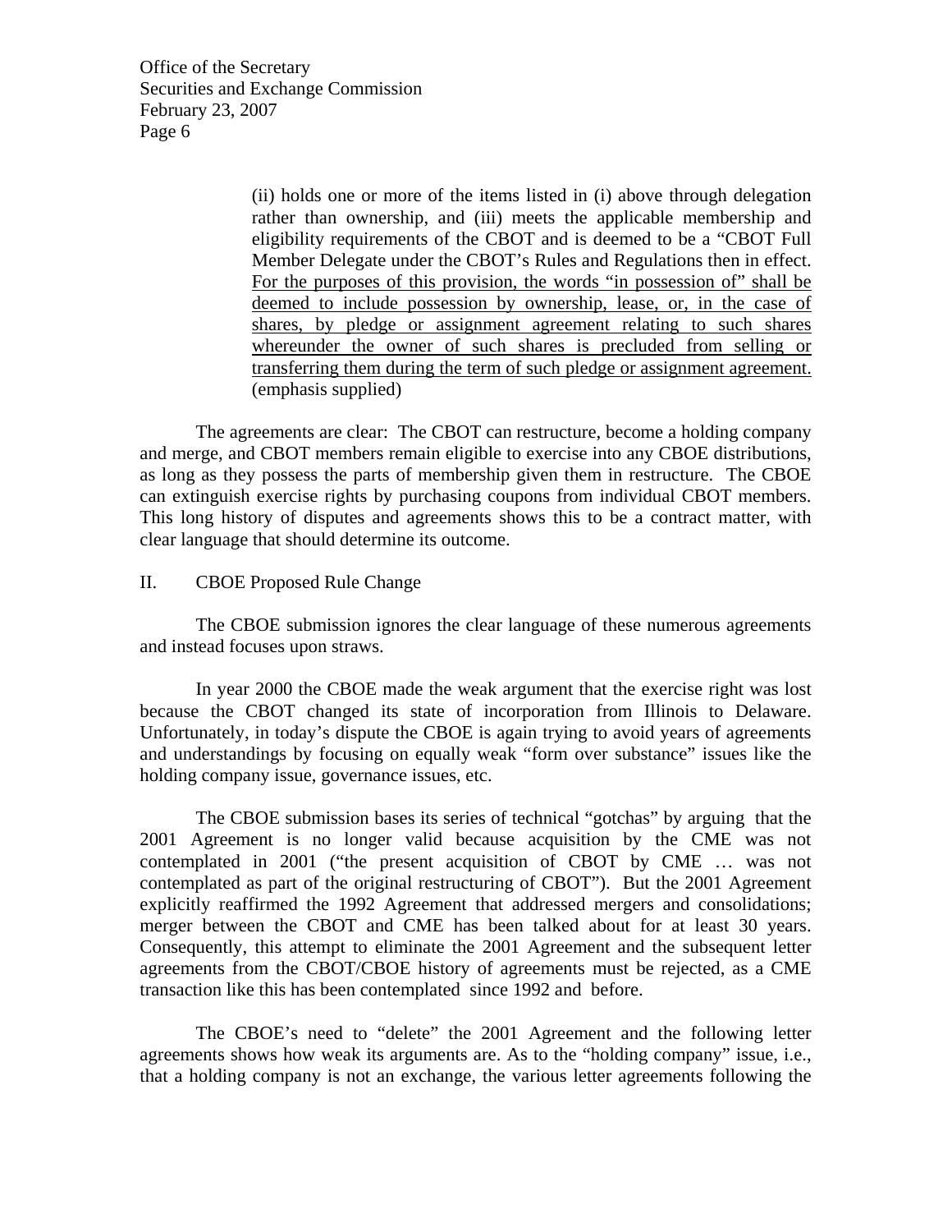(ii) holds one or more of the items listed in (i) above through delegation rather than ownership, and (iii) meets the applicable membership and eligibility requirements of the CBOT and is deemed to be a "CBOT Full Member Delegate under the CBOT's Rules and Regulations then in effect. <u>For the purposes of this provision, the words "in possession of" shall be deemed to include possession by ownership, lease, or, in the case of shares, by pledge or assignment agreement relating to such shares whereunder the owner of such shares is precluded from selling or transferring them during the term of such pledge or assignment agreement.</u> (emphasis supplied)

The agreements are clear: The CBOT can restructure, become a holding company and merge, and CBOT members remain eligible to exercise into any CBOE distributions, as long as they possess the parts of membership given them in restructure. The CBOE can extinguish exercise rights by purchasing coupons from individual CBOT members. This long history of disputes and agreements shows this to be a contract matter, with clear language that should determine its outcome.

## II. CBOE Proposed Rule Change

The CBOE submission ignores the clear language of these numerous agreements and instead focuses upon straws.

In year 2000 the CBOE made the weak argument that the exercise right was lost because the CBOT changed its state of incorporation from Illinois to Delaware. Unfortunately, in today's dispute the CBOE is again trying to avoid years of agreements and understandings by focusing on equally weak "form over substance" issues like the holding company issue, governance issues, etc.

The CBOE submission bases its series of technical "gotchas" by arguing that the 2001 Agreement is no longer valid because acquisition by the CME was not contemplated in 2001 ("the present acquisition of CBOT by CME … was not contemplated as part of the original restructuring of CBOT"). But the 2001 Agreement explicitly reaffirmed the 1992 Agreement that addressed mergers and consolidations; merger between the CBOT and CME has been talked about for at least 30 years. Consequently, this attempt to eliminate the 2001 Agreement and the subsequent letter agreements from the CBOT/CBOE history of agreements must be rejected, as a CME transaction like this has been contemplated since 1992 and before.

The CBOE's need to "delete" the 2001 Agreement and the following letter agreements shows how weak its arguments are. As to the "holding company" issue, i.e., that a holding company is not an exchange, the various letter agreements following the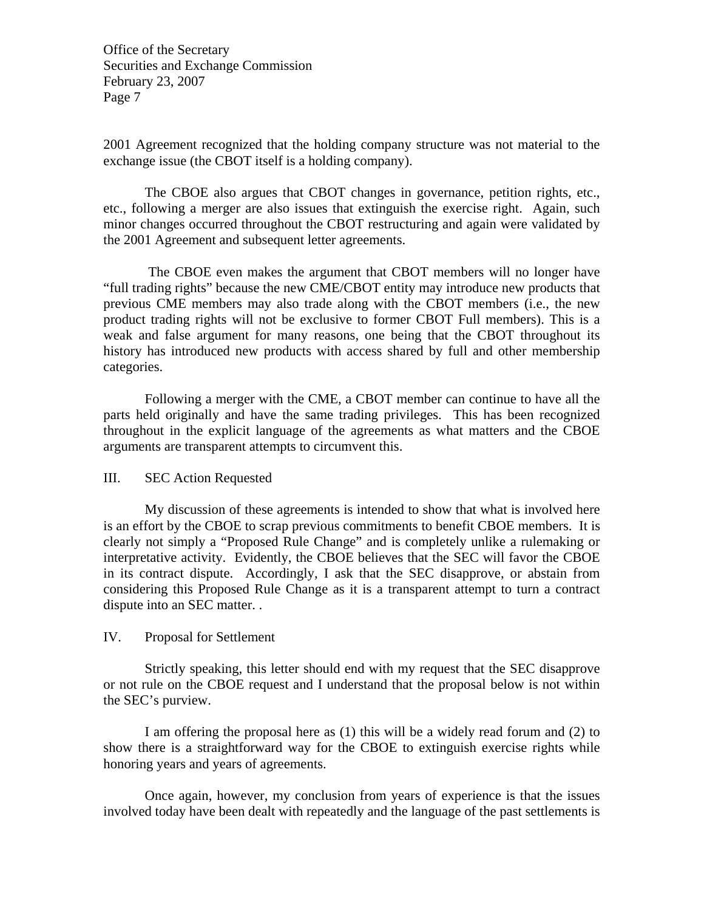2001 Agreement recognized that the holding company structure was not material to the exchange issue (the CBOT itself is a holding company).

The CBOE also argues that CBOT changes in governance, petition rights, etc., etc., following a merger are also issues that extinguish the exercise right. Again, such minor changes occurred throughout the CBOT restructuring and again were validated by the 2001 Agreement and subsequent letter agreements.

The CBOE even makes the argument that CBOT members will no longer have "full trading rights" because the new CME/CBOT entity may introduce new products that previous CME members may also trade along with the CBOT members (i.e., the new product trading rights will not be exclusive to former CBOT Full members). This is a weak and false argument for many reasons, one being that the CBOT throughout its history has introduced new products with access shared by full and other membership categories.

Following a merger with the CME, a CBOT member can continue to have all the parts held originally and have the same trading privileges. This has been recognized throughout in the explicit language of the agreements as what matters and the CBOE arguments are transparent attempts to circumvent this.

## III. SEC Action Requested

My discussion of these agreements is intended to show that what is involved here is an effort by the CBOE to scrap previous commitments to benefit CBOE members. It is clearly not simply a "Proposed Rule Change" and is completely unlike a rulemaking or interpretative activity. Evidently, the CBOE believes that the SEC will favor the CBOE in its contract dispute. Accordingly, I ask that the SEC disapprove, or abstain from considering this Proposed Rule Change as it is a transparent attempt to turn a contract dispute into an SEC matter. .

## IV. Proposal for Settlement

Strictly speaking, this letter should end with my request that the SEC disapprove or not rule on the CBOE request and I understand that the proposal below is not within the SEC's purview.

I am offering the proposal here as (1) this will be a widely read forum and (2) to show there is a straightforward way for the CBOE to extinguish exercise rights while honoring years and years of agreements.

Once again, however, my conclusion from years of experience is that the issues involved today have been dealt with repeatedly and the language of the past settlements is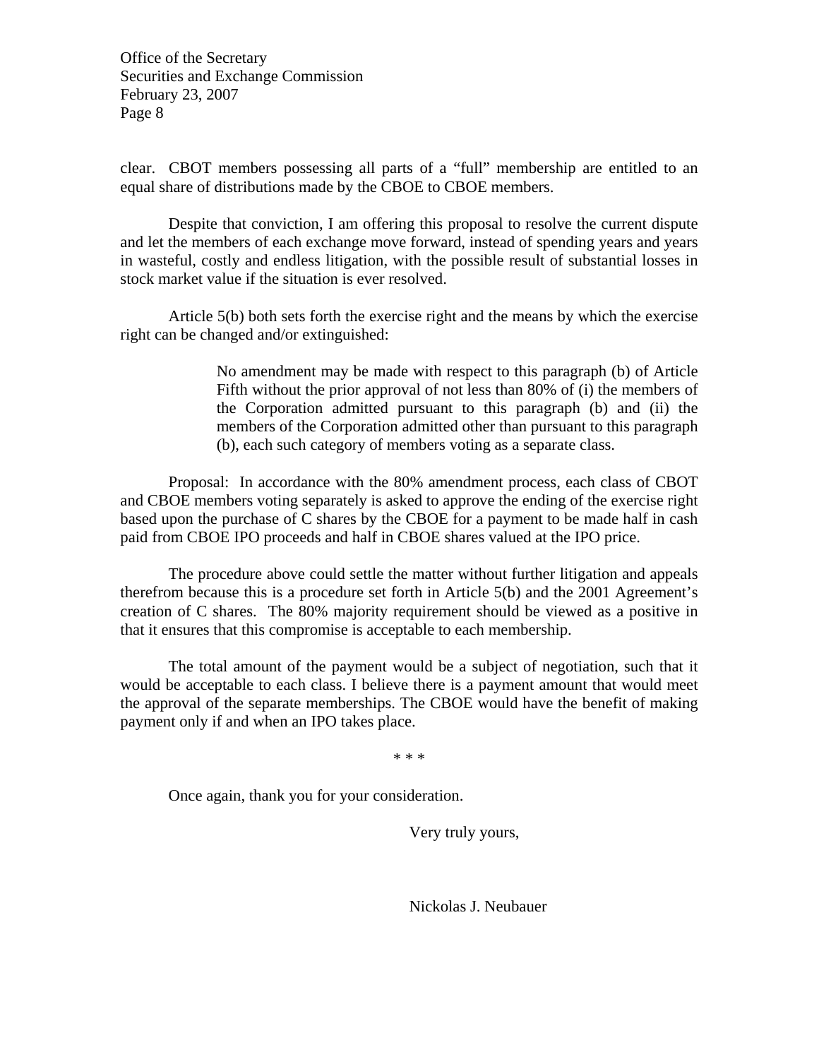clear. CBOT members possessing all parts of a "full" membership are entitled to an equal share of distributions made by the CBOE to CBOE members.

Despite that conviction, I am offering this proposal to resolve the current dispute and let the members of each exchange move forward, instead of spending years and years in wasteful, costly and endless litigation, with the possible result of substantial losses in stock market value if the situation is ever resolved.

Article 5(b) both sets forth the exercise right and the means by which the exercise right can be changed and/or extinguished:

> No amendment may be made with respect to this paragraph (b) of Article Fifth without the prior approval of not less than 80% of (i) the members of the Corporation admitted pursuant to this paragraph (b) and (ii) the members of the Corporation admitted other than pursuant to this paragraph (b), each such category of members voting as a separate class.

Proposal: In accordance with the 80% amendment process, each class of CBOT and CBOE members voting separately is asked to approve the ending of the exercise right based upon the purchase of C shares by the CBOE for a payment to be made half in cash paid from CBOE IPO proceeds and half in CBOE shares valued at the IPO price.

The procedure above could settle the matter without further litigation and appeals therefrom because this is a procedure set forth in Article 5(b) and the 2001 Agreement's creation of C shares. The 80% majority requirement should be viewed as a positive in that it ensures that this compromise is acceptable to each membership.

The total amount of the payment would be a subject of negotiation, such that it would be acceptable to each class. I believe there is a payment amount that would meet the approval of the separate memberships. The CBOE would have the benefit of making payment only if and when an IPO takes place.

\* \* \*

Once again, thank you for your consideration.

Very truly yours,

Nickolas J. Neubauer